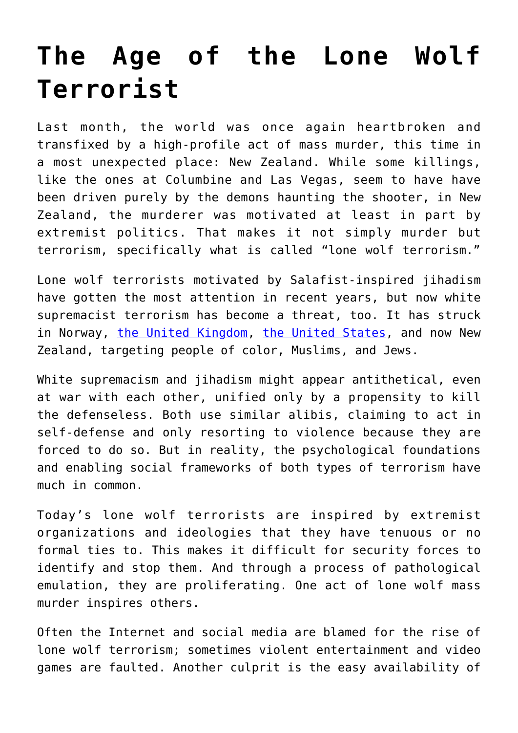# The Age of the Lone Wolf Terrorist

Last month, the world was once again heartbroken and transfixed by a high-profile act of mass murder, this time in a most unexpected place: New Zealand. While some killings, like the ones at Columbine and Las Vegas, seem to have have been driven purely by the demons haunting the shooter, in New Zealand, the murderer was motivated at least in part by extremist politics. That makes it not simply murder but terrorism, specifically what is called "lone wolf terrorism."

Lone wolf terrorists motivated by Salafist-inspired jihadism have gotten the most attention in recent years, but now white supremacist terrorism has become a threat, too. It has struck in Norway, the United Kingdom, the United States, and now New Zealand, targeting people of color, Muslims, and Jews.

White supremacism and jihadism might appear antithetical, even at war with each other, unified only by a propensity to kill the defenseless. Both use similar alibis, claiming to act in self-defense and only resorting to violence because they are forced to do so. But in reality, the psychological foundations and enabling social frameworks of both types of terrorism have much in common.

Today's lone wolf terrorists are inspired by extremist organizations and ideologies that they have tenuous or no formal ties to. This makes it difficult for security forces to identify and stop them. And through a process of pathological emulation, they are proliferating. One act of lone wolf mass murder inspires others.

Often the Internet and social media are blamed for the rise of lone wolf terrorism; sometimes violent entertainment and video games are faulted. Another culprit is the easy availability of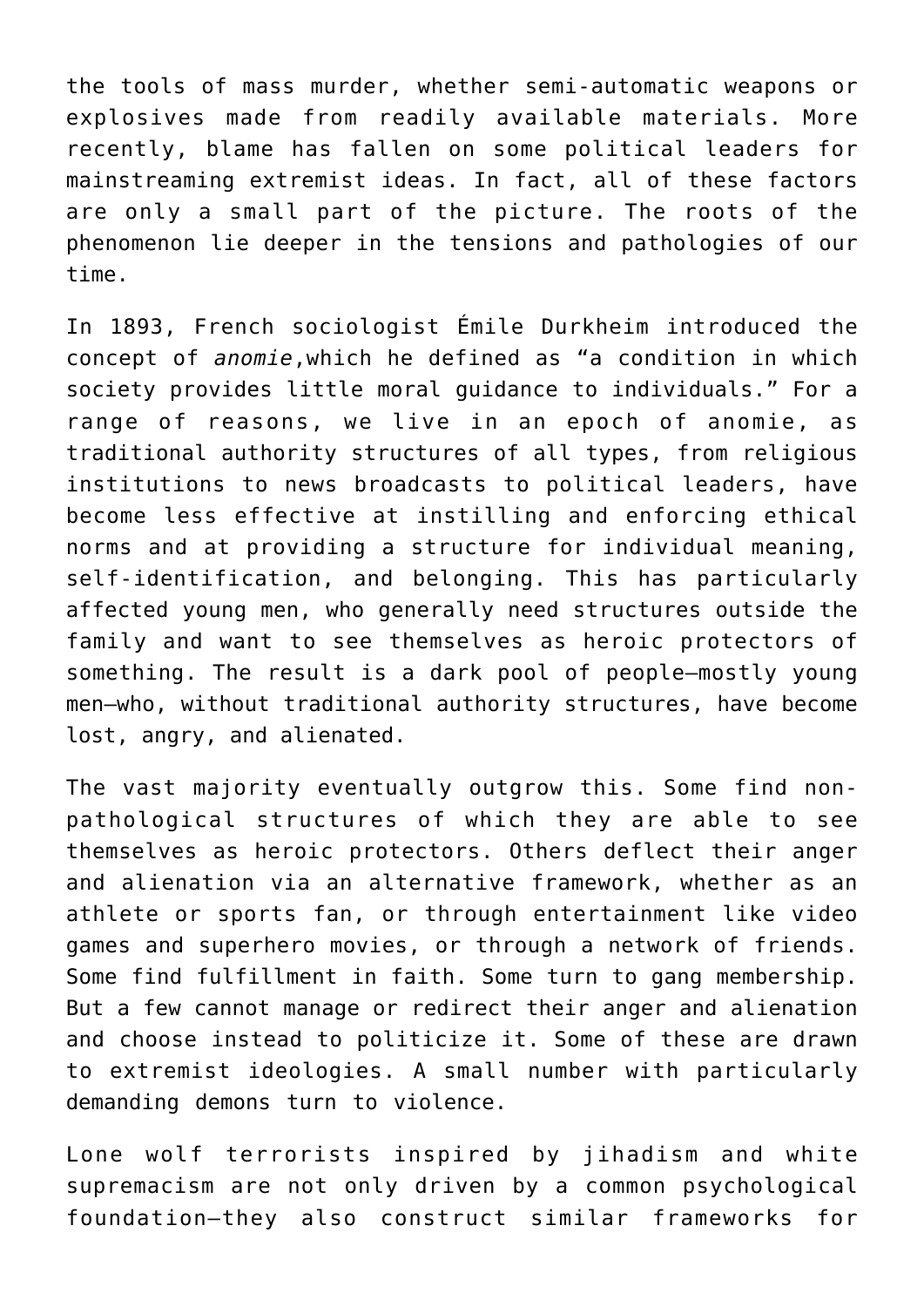the tools of mass murder, whether semi-automatic weapons or explosives made from readily available materials. More recently, blame has fallen on some political leaders for mainstreaming extremist ideas. In fact, all of these factors are only a small part of the picture. The roots of the phenomenon lie deeper in the tensions and pathologies of our time.

In 1893, French sociologist Émile Durkheim introduced the concept of *anomie*,which he defined as "a condition in which society provides little moral guidance to individuals." For a range of reasons, we live in an epoch of anomie, as traditional authority structures of all types, from religious institutions to news broadcasts to political leaders, have become less effective at instilling and enforcing ethical norms and at providing a structure for individual meaning, self-identification, and belonging. This has particularly affected young men, who generally need structures outside the family and want to see themselves as heroic protectors of something. The result is a dark pool of people—mostly young men—who, without traditional authority structures, have become lost, angry, and alienated.

The vast majority eventually outgrow this. Some find non-pathological structures of which they are able to see themselves as heroic protectors. Others deflect their anger and alienation via an alternative framework, whether as an athlete or sports fan, or through entertainment like video games and superhero movies, or through a network of friends. Some find fulfillment in faith. Some turn to gang membership. But a few cannot manage or redirect their anger and alienation and choose instead to politicize it. Some of these are drawn to extremist ideologies. A small number with particularly demanding demons turn to violence.

Lone wolf terrorists inspired by jihadism and white supremacism are not only driven by a common psychological foundation—they also construct similar frameworks for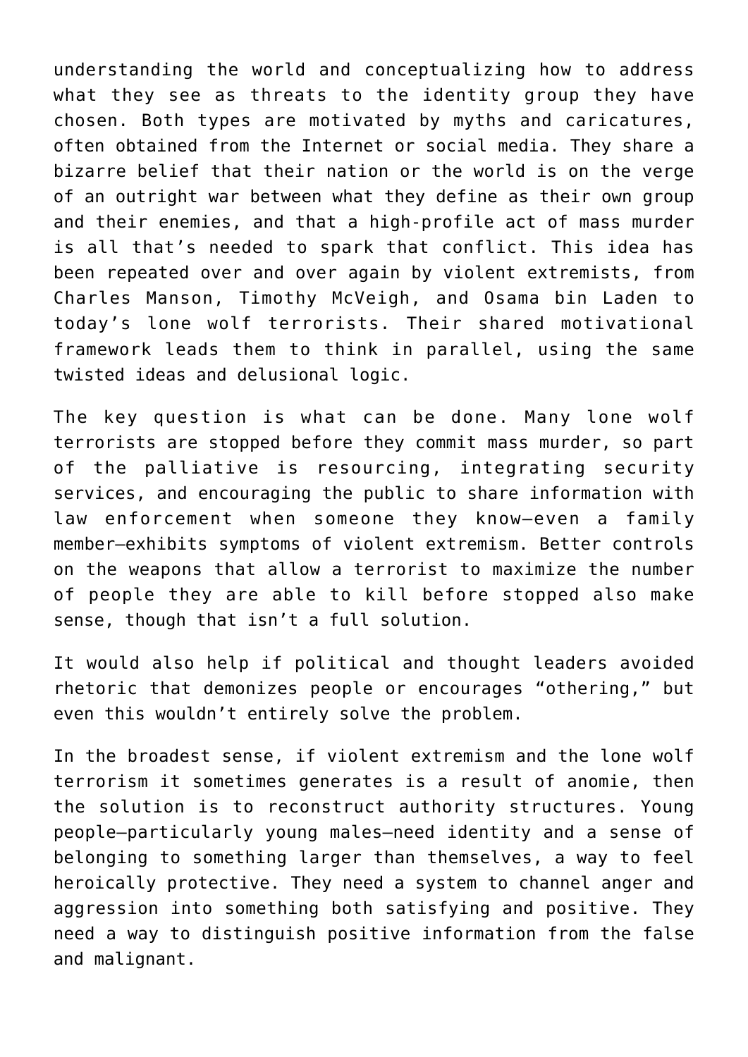understanding the world and conceptualizing how to address what they see as threats to the identity group they have chosen. Both types are motivated by myths and caricatures, often obtained from the Internet or social media. They share a bizarre belief that their nation or the world is on the verge of an outright war between what they define as their own group and their enemies, and that a high-profile act of mass murder is all that's needed to spark that conflict. This idea has been repeated over and over again by violent extremists, from Charles Manson, Timothy McVeigh, and Osama bin Laden to today's lone wolf terrorists. Their shared motivational framework leads them to think in parallel, using the same twisted ideas and delusional logic.

The key question is what can be done. Many lone wolf terrorists are stopped before they commit mass murder, so part of the palliative is resourcing, integrating security services, and encouraging the public to share information with law enforcement when someone they know—even a family member—exhibits symptoms of violent extremism. Better controls on the weapons that allow a terrorist to maximize the number of people they are able to kill before stopped also make sense, though that isn't a full solution.

It would also help if political and thought leaders avoided rhetoric that demonizes people or encourages "othering," but even this wouldn't entirely solve the problem.

In the broadest sense, if violent extremism and the lone wolf terrorism it sometimes generates is a result of anomie, then the solution is to reconstruct authority structures. Young people—particularly young males—need identity and a sense of belonging to something larger than themselves, a way to feel heroically protective. They need a system to channel anger and aggression into something both satisfying and positive. They need a way to distinguish positive information from the false and malignant.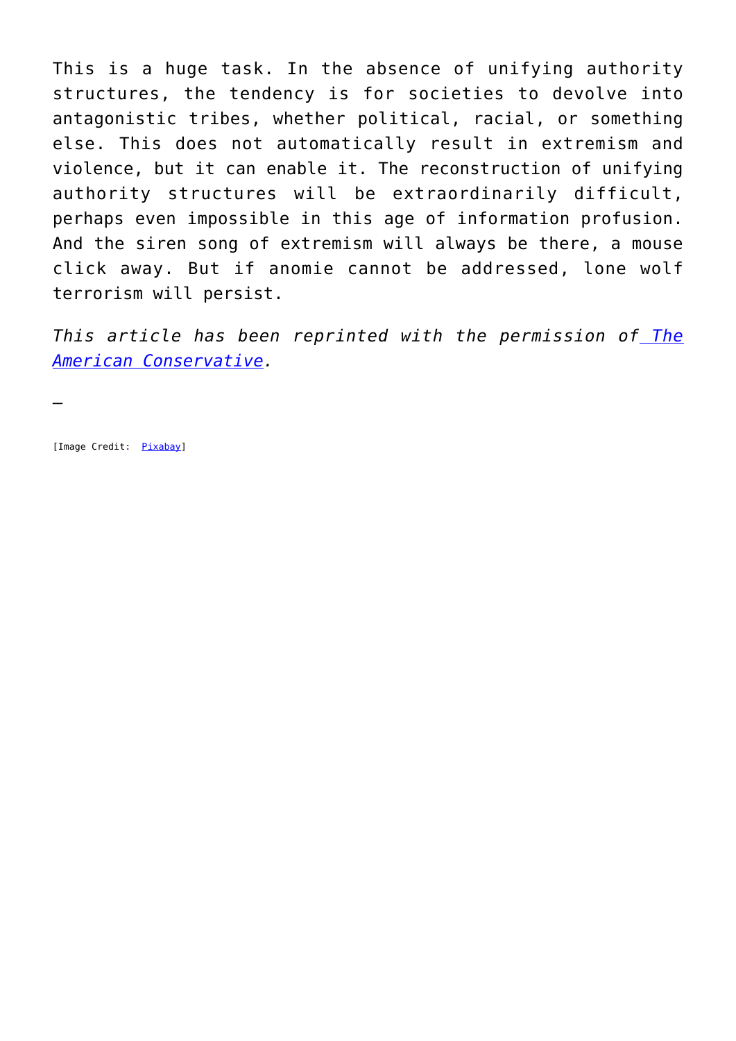This is a huge task. In the absence of unifying authority structures, the tendency is for societies to devolve into antagonistic tribes, whether political, racial, or something else. This does not automatically result in extremism and violence, but it can enable it. The reconstruction of unifying authority structures will be extraordinarily difficult, perhaps even impossible in this age of information profusion. And the siren song of extremism will always be there, a mouse click away. But if anomie cannot be addressed, lone wolf terrorism will persist.

*This article has been reprinted with the permission of The American Conservative.*

—

[Image Credit: Pixabay]